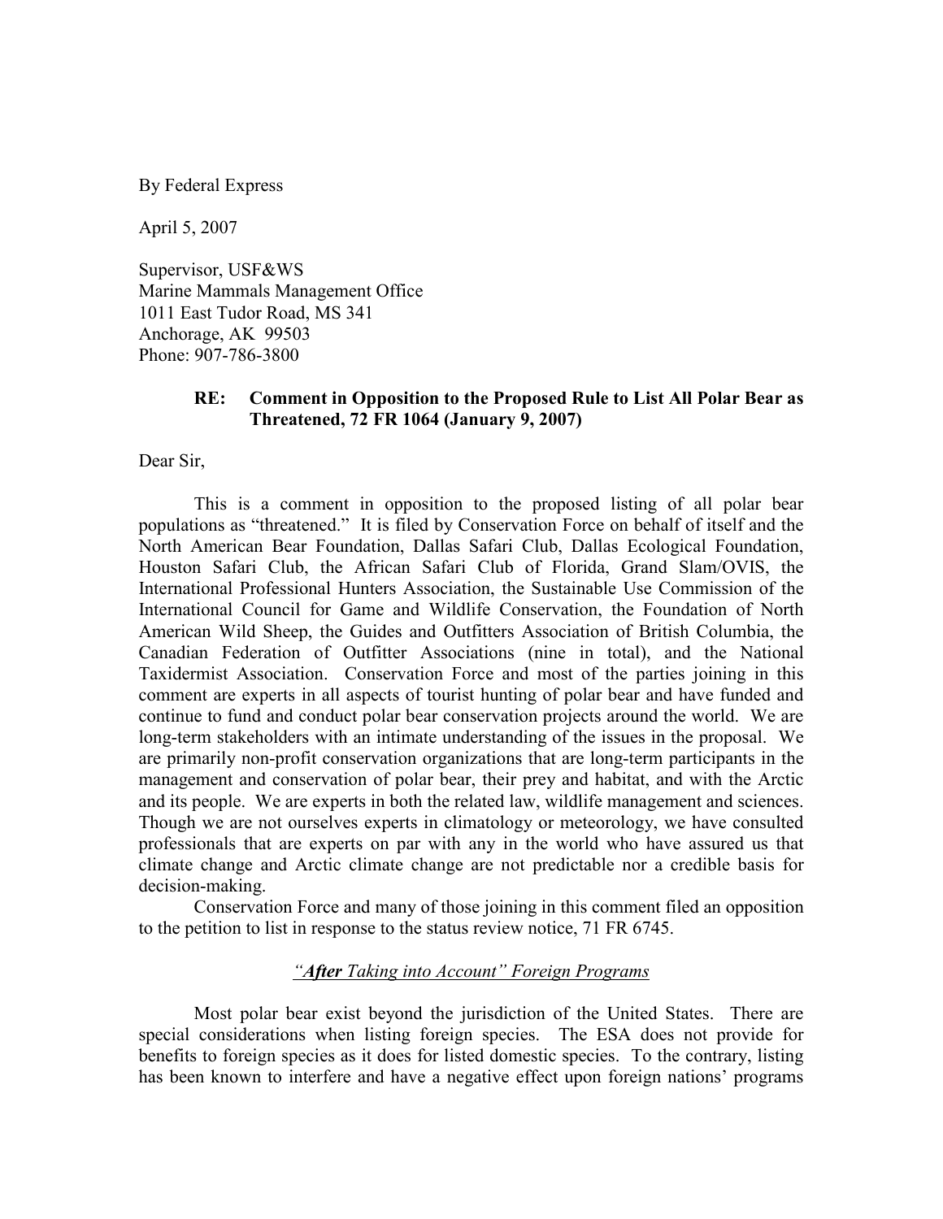By Federal Express

April 5, 2007

Supervisor, USF&WS  
Marine Mammals Management Office  
1011 East Tudor Road, MS 341  
Anchorage, AK 99503  
Phone: 907-786-3800

**RE: Comment in Opposition to the Proposed Rule to List All Polar Bear as Threatened, 72 FR 1064 (January 9, 2007)**

Dear Sir,

This is a comment in opposition to the proposed listing of all polar bear populations as "threatened." It is filed by Conservation Force on behalf of itself and the North American Bear Foundation, Dallas Safari Club, Dallas Ecological Foundation, Houston Safari Club, the African Safari Club of Florida, Grand Slam/OVIS, the International Professional Hunters Association, the Sustainable Use Commission of the International Council for Game and Wildlife Conservation, the Foundation of North American Wild Sheep, the Guides and Outfitters Association of British Columbia, the Canadian Federation of Outfitter Associations (nine in total), and the National Taxidermist Association. Conservation Force and most of the parties joining in this comment are experts in all aspects of tourist hunting of polar bear and have funded and continue to fund and conduct polar bear conservation projects around the world. We are long-term stakeholders with an intimate understanding of the issues in the proposal. We are primarily non-profit conservation organizations that are long-term participants in the management and conservation of polar bear, their prey and habitat, and with the Arctic and its people. We are experts in both the related law, wildlife management and sciences. Though we are not ourselves experts in climatology or meteorology, we have consulted professionals that are experts on par with any in the world who have assured us that climate change and Arctic climate change are not predictable nor a credible basis for decision-making.

Conservation Force and many of those joining in this comment filed an opposition to the petition to list in response to the status review notice, 71 FR 6745.

*"**After** Taking into Account" Foreign Programs*

Most polar bear exist beyond the jurisdiction of the United States. There are special considerations when listing foreign species. The ESA does not provide for benefits to foreign species as it does for listed domestic species. To the contrary, listing has been known to interfere and have a negative effect upon foreign nations' programs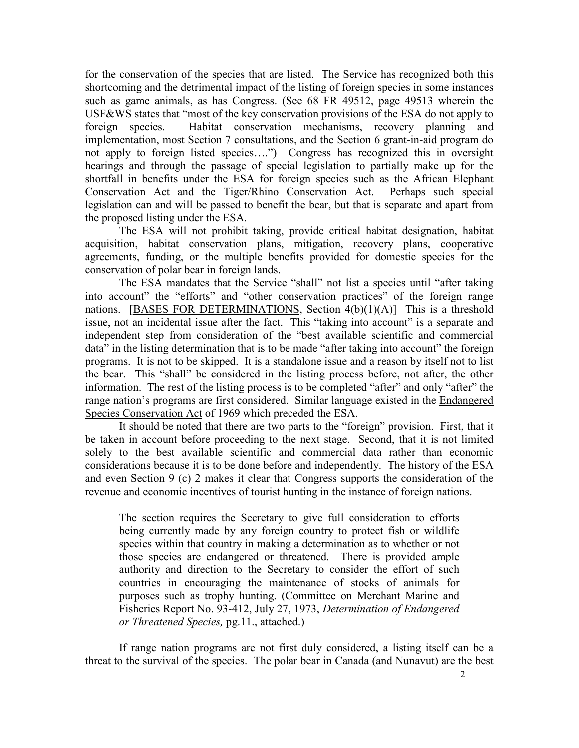for the conservation of the species that are listed. The Service has recognized both this shortcoming and the detrimental impact of the listing of foreign species in some instances such as game animals, as has Congress. (See 68 FR 49512, page 49513 wherein the USF&WS states that "most of the key conservation provisions of the ESA do not apply to foreign species. Habitat conservation mechanisms, recovery planning and implementation, most Section 7 consultations, and the Section 6 grant-in-aid program do not apply to foreign listed species….") Congress has recognized this in oversight hearings and through the passage of special legislation to partially make up for the shortfall in benefits under the ESA for foreign species such as the African Elephant Conservation Act and the Tiger/Rhino Conservation Act. Perhaps such special legislation can and will be passed to benefit the bear, but that is separate and apart from the proposed listing under the ESA.

The ESA will not prohibit taking, provide critical habitat designation, habitat acquisition, habitat conservation plans, mitigation, recovery plans, cooperative agreements, funding, or the multiple benefits provided for domestic species for the conservation of polar bear in foreign lands.

The ESA mandates that the Service "shall" not list a species until "after taking into account" the "efforts" and "other conservation practices" of the foreign range nations. [BASES FOR DETERMINATIONS, Section 4(b)(1)(A)] This is a threshold issue, not an incidental issue after the fact. This "taking into account" is a separate and independent step from consideration of the "best available scientific and commercial data" in the listing determination that is to be made "after taking into account" the foreign programs. It is not to be skipped. It is a standalone issue and a reason by itself not to list the bear. This "shall" be considered in the listing process before, not after, the other information. The rest of the listing process is to be completed "after" and only "after" the range nation's programs are first considered. Similar language existed in the Endangered Species Conservation Act of 1969 which preceded the ESA.

It should be noted that there are two parts to the "foreign" provision. First, that it be taken in account before proceeding to the next stage. Second, that it is not limited solely to the best available scientific and commercial data rather than economic considerations because it is to be done before and independently. The history of the ESA and even Section 9 (c) 2 makes it clear that Congress supports the consideration of the revenue and economic incentives of tourist hunting in the instance of foreign nations.

> The section requires the Secretary to give full consideration to efforts being currently made by any foreign country to protect fish or wildlife species within that country in making a determination as to whether or not those species are endangered or threatened. There is provided ample authority and direction to the Secretary to consider the effort of such countries in encouraging the maintenance of stocks of animals for purposes such as trophy hunting. (Committee on Merchant Marine and Fisheries Report No. 93-412, July 27, 1973, *Determination of Endangered or Threatened Species,* pg.11., attached.)

If range nation programs are not first duly considered, a listing itself can be a threat to the survival of the species. The polar bear in Canada (and Nunavut) are the best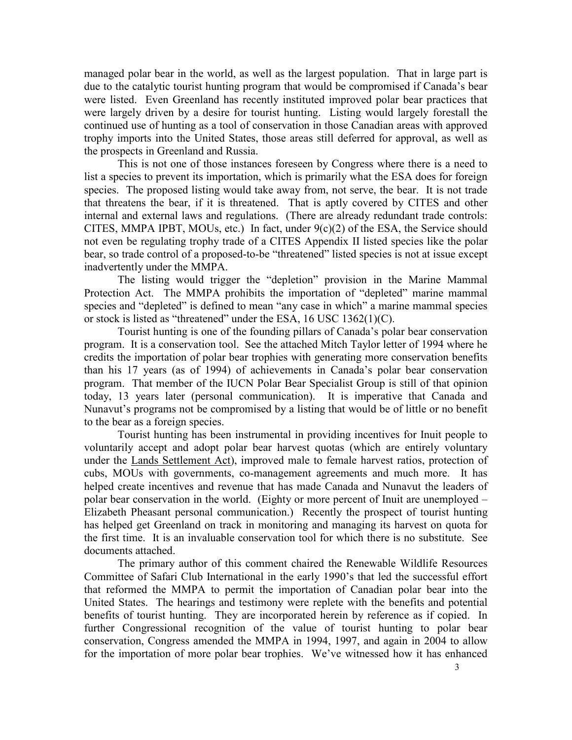managed polar bear in the world, as well as the largest population. That in large part is due to the catalytic tourist hunting program that would be compromised if Canada's bear were listed. Even Greenland has recently instituted improved polar bear practices that were largely driven by a desire for tourist hunting. Listing would largely forestall the continued use of hunting as a tool of conservation in those Canadian areas with approved trophy imports into the United States, those areas still deferred for approval, as well as the prospects in Greenland and Russia.

This is not one of those instances foreseen by Congress where there is a need to list a species to prevent its importation, which is primarily what the ESA does for foreign species. The proposed listing would take away from, not serve, the bear. It is not trade that threatens the bear, if it is threatened. That is aptly covered by CITES and other internal and external laws and regulations. (There are already redundant trade controls: CITES, MMPA IPBT, MOUs, etc.) In fact, under 9(c)(2) of the ESA, the Service should not even be regulating trophy trade of a CITES Appendix II listed species like the polar bear, so trade control of a proposed-to-be "threatened" listed species is not at issue except inadvertently under the MMPA.

The listing would trigger the "depletion" provision in the Marine Mammal Protection Act. The MMPA prohibits the importation of "depleted" marine mammal species and "depleted" is defined to mean "any case in which" a marine mammal species or stock is listed as "threatened" under the ESA, 16 USC 1362(1)(C).

Tourist hunting is one of the founding pillars of Canada's polar bear conservation program. It is a conservation tool. See the attached Mitch Taylor letter of 1994 where he credits the importation of polar bear trophies with generating more conservation benefits than his 17 years (as of 1994) of achievements in Canada's polar bear conservation program. That member of the IUCN Polar Bear Specialist Group is still of that opinion today, 13 years later (personal communication). It is imperative that Canada and Nunavut's programs not be compromised by a listing that would be of little or no benefit to the bear as a foreign species.

Tourist hunting has been instrumental in providing incentives for Inuit people to voluntarily accept and adopt polar bear harvest quotas (which are entirely voluntary under the Lands Settlement Act), improved male to female harvest ratios, protection of cubs, MOUs with governments, co-management agreements and much more. It has helped create incentives and revenue that has made Canada and Nunavut the leaders of polar bear conservation in the world. (Eighty or more percent of Inuit are unemployed – Elizabeth Pheasant personal communication.) Recently the prospect of tourist hunting has helped get Greenland on track in monitoring and managing its harvest on quota for the first time. It is an invaluable conservation tool for which there is no substitute. See documents attached.

The primary author of this comment chaired the Renewable Wildlife Resources Committee of Safari Club International in the early 1990's that led the successful effort that reformed the MMPA to permit the importation of Canadian polar bear into the United States. The hearings and testimony were replete with the benefits and potential benefits of tourist hunting. They are incorporated herein by reference as if copied. In further Congressional recognition of the value of tourist hunting to polar bear conservation, Congress amended the MMPA in 1994, 1997, and again in 2004 to allow for the importation of more polar bear trophies. We've witnessed how it has enhanced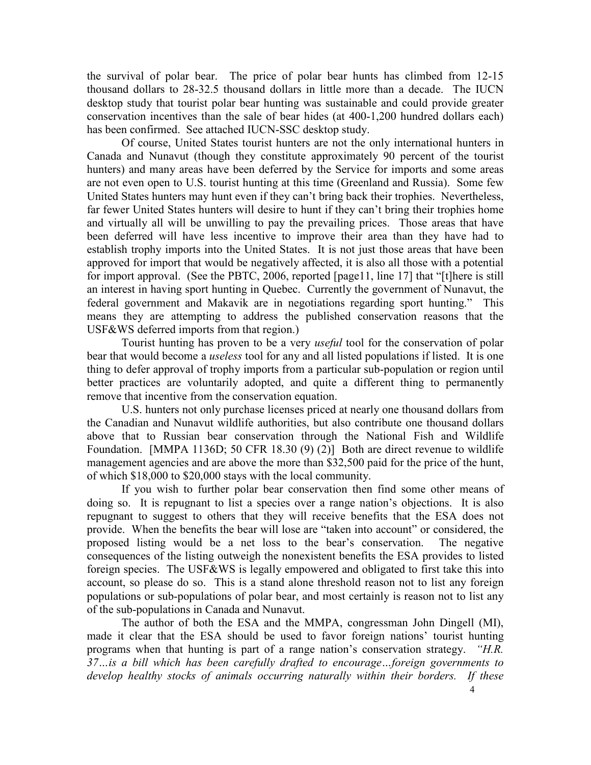the survival of polar bear. The price of polar bear hunts has climbed from 12-15 thousand dollars to 28-32.5 thousand dollars in little more than a decade. The IUCN desktop study that tourist polar bear hunting was sustainable and could provide greater conservation incentives than the sale of bear hides (at 400-1,200 hundred dollars each) has been confirmed. See attached IUCN-SSC desktop study.

Of course, United States tourist hunters are not the only international hunters in Canada and Nunavut (though they constitute approximately 90 percent of the tourist hunters) and many areas have been deferred by the Service for imports and some areas are not even open to U.S. tourist hunting at this time (Greenland and Russia). Some few United States hunters may hunt even if they can't bring back their trophies. Nevertheless, far fewer United States hunters will desire to hunt if they can't bring their trophies home and virtually all will be unwilling to pay the prevailing prices. Those areas that have been deferred will have less incentive to improve their area than they have had to establish trophy imports into the United States. It is not just those areas that have been approved for import that would be negatively affected, it is also all those with a potential for import approval. (See the PBTC, 2006, reported [page11, line 17] that "[t]here is still an interest in having sport hunting in Quebec. Currently the government of Nunavut, the federal government and Makavik are in negotiations regarding sport hunting." This means they are attempting to address the published conservation reasons that the USF&WS deferred imports from that region.)

Tourist hunting has proven to be a very *useful* tool for the conservation of polar bear that would become a *useless* tool for any and all listed populations if listed. It is one thing to defer approval of trophy imports from a particular sub-population or region until better practices are voluntarily adopted, and quite a different thing to permanently remove that incentive from the conservation equation.

U.S. hunters not only purchase licenses priced at nearly one thousand dollars from the Canadian and Nunavut wildlife authorities, but also contribute one thousand dollars above that to Russian bear conservation through the National Fish and Wildlife Foundation. [MMPA 1136D; 50 CFR 18.30 (9) (2)] Both are direct revenue to wildlife management agencies and are above the more than $32,500 paid for the price of the hunt, of which $18,000 to $20,000 stays with the local community.

If you wish to further polar bear conservation then find some other means of doing so. It is repugnant to list a species over a range nation's objections. It is also repugnant to suggest to others that they will receive benefits that the ESA does not provide. When the benefits the bear will lose are "taken into account" or considered, the proposed listing would be a net loss to the bear's conservation. The negative consequences of the listing outweigh the nonexistent benefits the ESA provides to listed foreign species. The USF&WS is legally empowered and obligated to first take this into account, so please do so. This is a stand alone threshold reason not to list any foreign populations or sub-populations of polar bear, and most certainly is reason not to list any of the sub-populations in Canada and Nunavut.

The author of both the ESA and the MMPA, congressman John Dingell (MI), made it clear that the ESA should be used to favor foreign nations' tourist hunting programs when that hunting is part of a range nation's conservation strategy. *"H.R. 37…is a bill which has been carefully drafted to encourage…foreign governments to develop healthy stocks of animals occurring naturally within their borders. If these*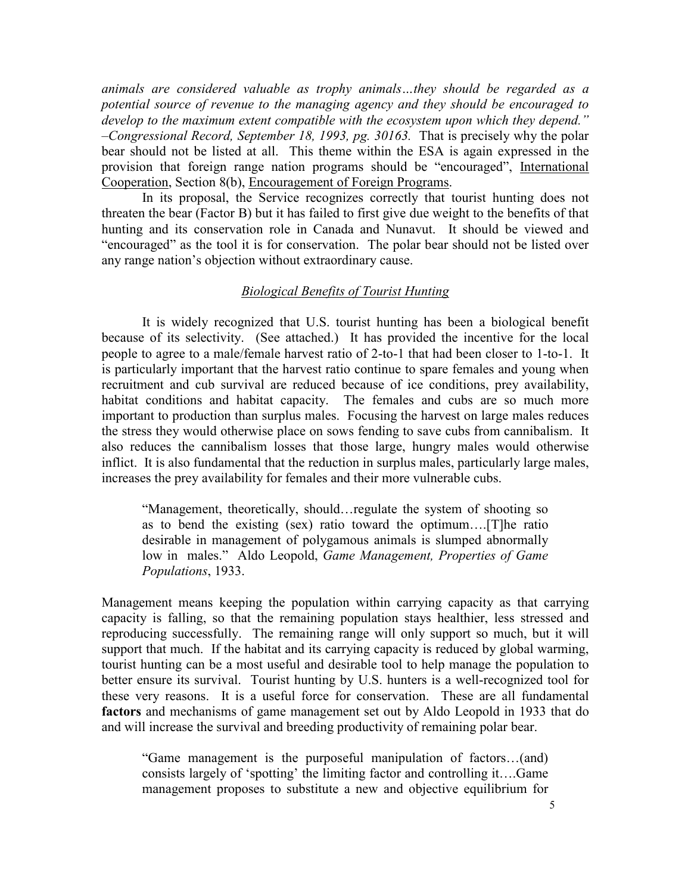*animals are considered valuable as trophy animals…they should be regarded as a potential source of revenue to the managing agency and they should be encouraged to develop to the maximum extent compatible with the ecosystem upon which they depend." –Congressional Record, September 18, 1993, pg. 30163.* That is precisely why the polar bear should not be listed at all. This theme within the ESA is again expressed in the provision that foreign range nation programs should be "encouraged", International Cooperation, Section 8(b), Encouragement of Foreign Programs.

In its proposal, the Service recognizes correctly that tourist hunting does not threaten the bear (Factor B) but it has failed to first give due weight to the benefits of that hunting and its conservation role in Canada and Nunavut. It should be viewed and "encouraged" as the tool it is for conservation. The polar bear should not be listed over any range nation's objection without extraordinary cause.

## *Biological Benefits of Tourist Hunting*

It is widely recognized that U.S. tourist hunting has been a biological benefit because of its selectivity. (See attached.) It has provided the incentive for the local people to agree to a male/female harvest ratio of 2-to-1 that had been closer to 1-to-1. It is particularly important that the harvest ratio continue to spare females and young when recruitment and cub survival are reduced because of ice conditions, prey availability, habitat conditions and habitat capacity. The females and cubs are so much more important to production than surplus males. Focusing the harvest on large males reduces the stress they would otherwise place on sows fending to save cubs from cannibalism. It also reduces the cannibalism losses that those large, hungry males would otherwise inflict. It is also fundamental that the reduction in surplus males, particularly large males, increases the prey availability for females and their more vulnerable cubs.

> "Management, theoretically, should…regulate the system of shooting so as to bend the existing (sex) ratio toward the optimum….[T]he ratio desirable in management of polygamous animals is slumped abnormally low in males." Aldo Leopold, *Game Management, Properties of Game Populations*, 1933.

Management means keeping the population within carrying capacity as that carrying capacity is falling, so that the remaining population stays healthier, less stressed and reproducing successfully. The remaining range will only support so much, but it will support that much. If the habitat and its carrying capacity is reduced by global warming, tourist hunting can be a most useful and desirable tool to help manage the population to better ensure its survival. Tourist hunting by U.S. hunters is a well-recognized tool for these very reasons. It is a useful force for conservation. These are all fundamental **factors** and mechanisms of game management set out by Aldo Leopold in 1933 that do and will increase the survival and breeding productivity of remaining polar bear.

> "Game management is the purposeful manipulation of factors…(and) consists largely of 'spotting' the limiting factor and controlling it….Game management proposes to substitute a new and objective equilibrium for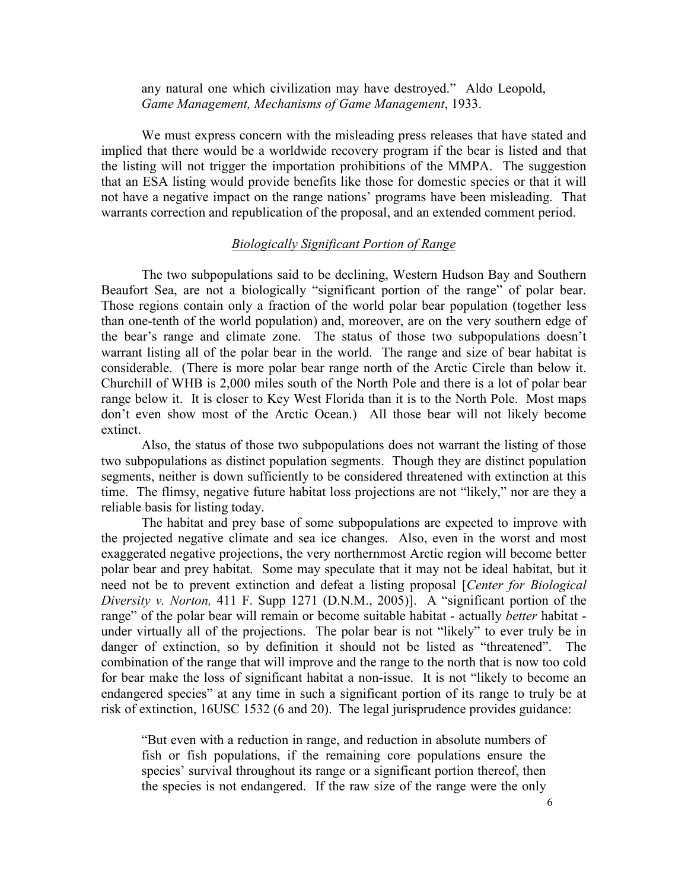any natural one which civilization may have destroyed." Aldo Leopold, *Game Management, Mechanisms of Game Management*, 1933.

We must express concern with the misleading press releases that have stated and implied that there would be a worldwide recovery program if the bear is listed and that the listing will not trigger the importation prohibitions of the MMPA. The suggestion that an ESA listing would provide benefits like those for domestic species or that it will not have a negative impact on the range nations' programs have been misleading. That warrants correction and republication of the proposal, and an extended comment period.

## *Biologically Significant Portion of Range*

The two subpopulations said to be declining, Western Hudson Bay and Southern Beaufort Sea, are not a biologically "significant portion of the range" of polar bear. Those regions contain only a fraction of the world polar bear population (together less than one-tenth of the world population) and, moreover, are on the very southern edge of the bear's range and climate zone. The status of those two subpopulations doesn't warrant listing all of the polar bear in the world. The range and size of bear habitat is considerable. (There is more polar bear range north of the Arctic Circle than below it. Churchill of WHB is 2,000 miles south of the North Pole and there is a lot of polar bear range below it. It is closer to Key West Florida than it is to the North Pole. Most maps don't even show most of the Arctic Ocean.) All those bear will not likely become extinct.

Also, the status of those two subpopulations does not warrant the listing of those two subpopulations as distinct population segments. Though they are distinct population segments, neither is down sufficiently to be considered threatened with extinction at this time. The flimsy, negative future habitat loss projections are not "likely," nor are they a reliable basis for listing today.

The habitat and prey base of some subpopulations are expected to improve with the projected negative climate and sea ice changes. Also, even in the worst and most exaggerated negative projections, the very northernmost Arctic region will become better polar bear and prey habitat. Some may speculate that it may not be ideal habitat, but it need not be to prevent extinction and defeat a listing proposal [*Center for Biological Diversity v. Norton,* 411 F. Supp 1271 (D.N.M., 2005)]. A "significant portion of the range" of the polar bear will remain or become suitable habitat - actually *better* habitat - under virtually all of the projections. The polar bear is not "likely" to ever truly be in danger of extinction, so by definition it should not be listed as "threatened". The combination of the range that will improve and the range to the north that is now too cold for bear make the loss of significant habitat a non-issue. It is not "likely to become an endangered species" at any time in such a significant portion of its range to truly be at risk of extinction, 16USC 1532 (6 and 20). The legal jurisprudence provides guidance:

> "But even with a reduction in range, and reduction in absolute numbers of fish or fish populations, if the remaining core populations ensure the species' survival throughout its range or a significant portion thereof, then the species is not endangered. If the raw size of the range were the only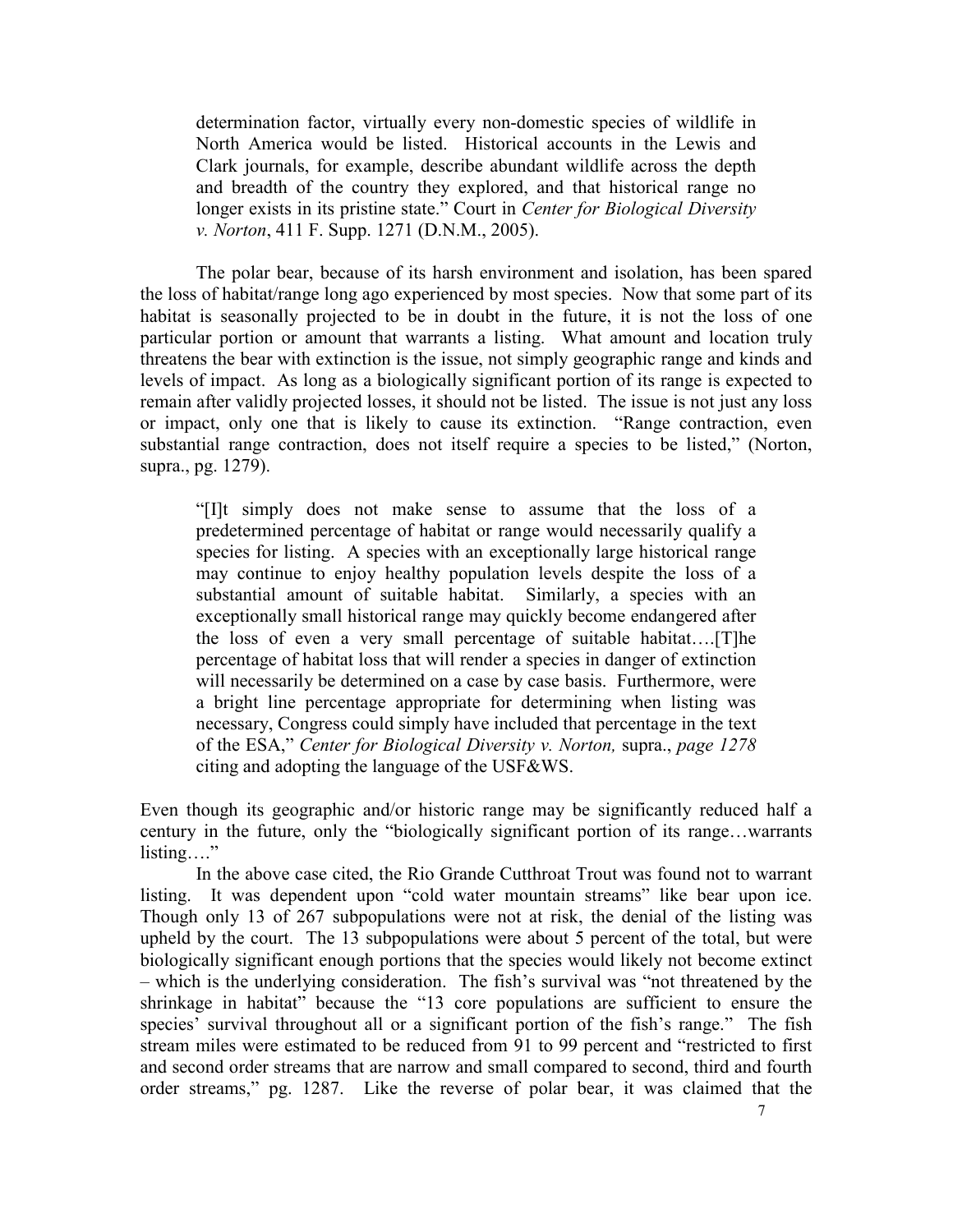> determination factor, virtually every non-domestic species of wildlife in North America would be listed. Historical accounts in the Lewis and Clark journals, for example, describe abundant wildlife across the depth and breadth of the country they explored, and that historical range no longer exists in its pristine state." Court in *Center for Biological Diversity v. Norton*, 411 F. Supp. 1271 (D.N.M., 2005).

The polar bear, because of its harsh environment and isolation, has been spared the loss of habitat/range long ago experienced by most species. Now that some part of its habitat is seasonally projected to be in doubt in the future, it is not the loss of one particular portion or amount that warrants a listing. What amount and location truly threatens the bear with extinction is the issue, not simply geographic range and kinds and levels of impact. As long as a biologically significant portion of its range is expected to remain after validly projected losses, it should not be listed. The issue is not just any loss or impact, only one that is likely to cause its extinction. "Range contraction, even substantial range contraction, does not itself require a species to be listed," (Norton, supra., pg. 1279).

> "[I]t simply does not make sense to assume that the loss of a predetermined percentage of habitat or range would necessarily qualify a species for listing. A species with an exceptionally large historical range may continue to enjoy healthy population levels despite the loss of a substantial amount of suitable habitat. Similarly, a species with an exceptionally small historical range may quickly become endangered after the loss of even a very small percentage of suitable habitat….[T]he percentage of habitat loss that will render a species in danger of extinction will necessarily be determined on a case by case basis. Furthermore, were a bright line percentage appropriate for determining when listing was necessary, Congress could simply have included that percentage in the text of the ESA," *Center for Biological Diversity v. Norton,* supra., *page 1278* citing and adopting the language of the USF&WS.

Even though its geographic and/or historic range may be significantly reduced half a century in the future, only the "biologically significant portion of its range…warrants listing…."

In the above case cited, the Rio Grande Cutthroat Trout was found not to warrant listing. It was dependent upon "cold water mountain streams" like bear upon ice. Though only 13 of 267 subpopulations were not at risk, the denial of the listing was upheld by the court. The 13 subpopulations were about 5 percent of the total, but were biologically significant enough portions that the species would likely not become extinct – which is the underlying consideration. The fish's survival was "not threatened by the shrinkage in habitat" because the "13 core populations are sufficient to ensure the species' survival throughout all or a significant portion of the fish's range." The fish stream miles were estimated to be reduced from 91 to 99 percent and "restricted to first and second order streams that are narrow and small compared to second, third and fourth order streams," pg. 1287. Like the reverse of polar bear, it was claimed that the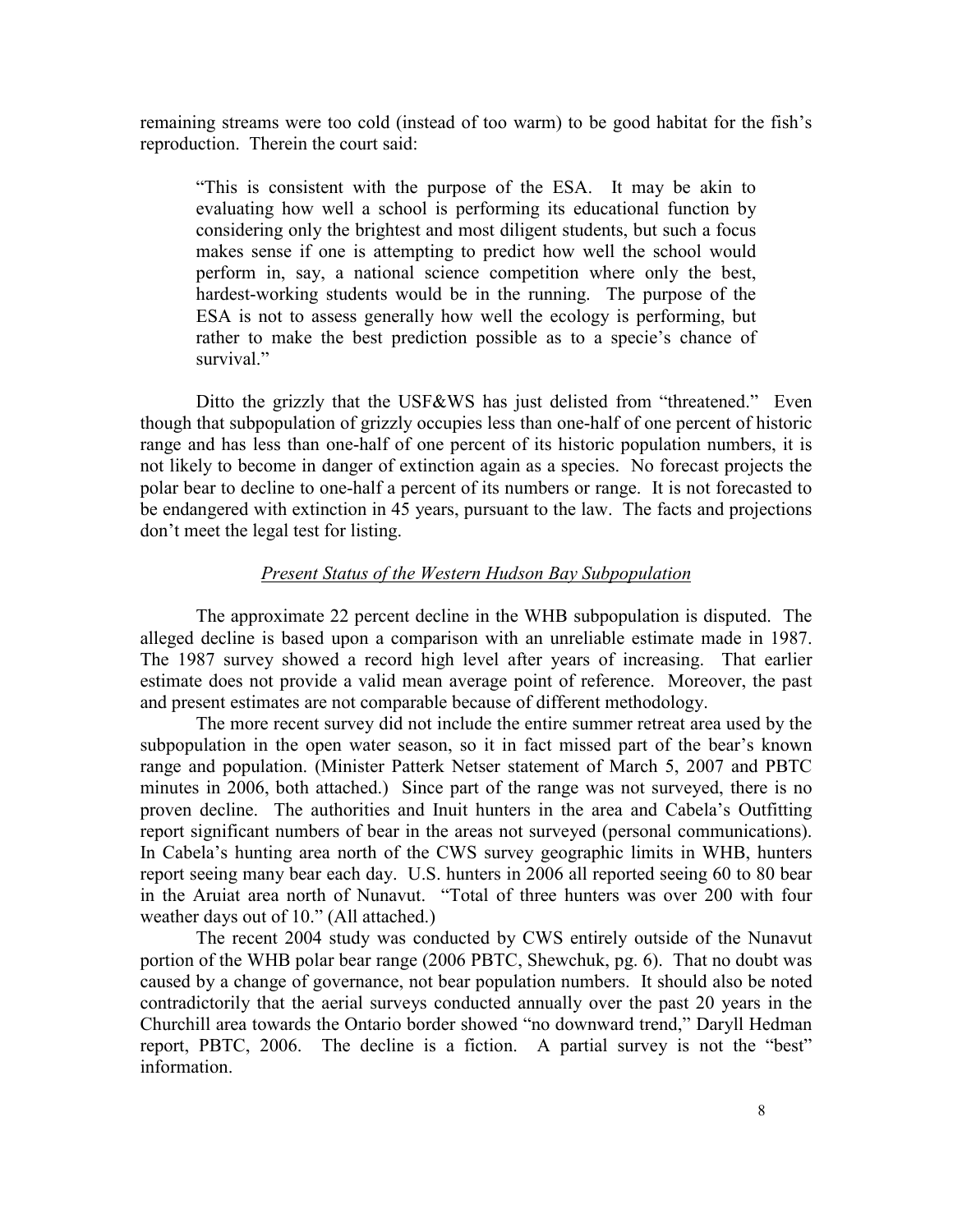remaining streams were too cold (instead of too warm) to be good habitat for the fish's reproduction. Therein the court said:

> "This is consistent with the purpose of the ESA. It may be akin to evaluating how well a school is performing its educational function by considering only the brightest and most diligent students, but such a focus makes sense if one is attempting to predict how well the school would perform in, say, a national science competition where only the best, hardest-working students would be in the running. The purpose of the ESA is not to assess generally how well the ecology is performing, but rather to make the best prediction possible as to a specie's chance of survival."

Ditto the grizzly that the USF&WS has just delisted from "threatened." Even though that subpopulation of grizzly occupies less than one-half of one percent of historic range and has less than one-half of one percent of its historic population numbers, it is not likely to become in danger of extinction again as a species. No forecast projects the polar bear to decline to one-half a percent of its numbers or range. It is not forecasted to be endangered with extinction in 45 years, pursuant to the law. The facts and projections don't meet the legal test for listing.

### *Present Status of the Western Hudson Bay Subpopulation*

The approximate 22 percent decline in the WHB subpopulation is disputed. The alleged decline is based upon a comparison with an unreliable estimate made in 1987. The 1987 survey showed a record high level after years of increasing. That earlier estimate does not provide a valid mean average point of reference. Moreover, the past and present estimates are not comparable because of different methodology.

The more recent survey did not include the entire summer retreat area used by the subpopulation in the open water season, so it in fact missed part of the bear's known range and population. (Minister Patterk Netser statement of March 5, 2007 and PBTC minutes in 2006, both attached.) Since part of the range was not surveyed, there is no proven decline. The authorities and Inuit hunters in the area and Cabela's Outfitting report significant numbers of bear in the areas not surveyed (personal communications). In Cabela's hunting area north of the CWS survey geographic limits in WHB, hunters report seeing many bear each day. U.S. hunters in 2006 all reported seeing 60 to 80 bear in the Aruiat area north of Nunavut. "Total of three hunters was over 200 with four weather days out of 10." (All attached.)

The recent 2004 study was conducted by CWS entirely outside of the Nunavut portion of the WHB polar bear range (2006 PBTC, Shewchuk, pg. 6). That no doubt was caused by a change of governance, not bear population numbers. It should also be noted contradictorily that the aerial surveys conducted annually over the past 20 years in the Churchill area towards the Ontario border showed "no downward trend," Daryll Hedman report, PBTC, 2006. The decline is a fiction. A partial survey is not the "best" information.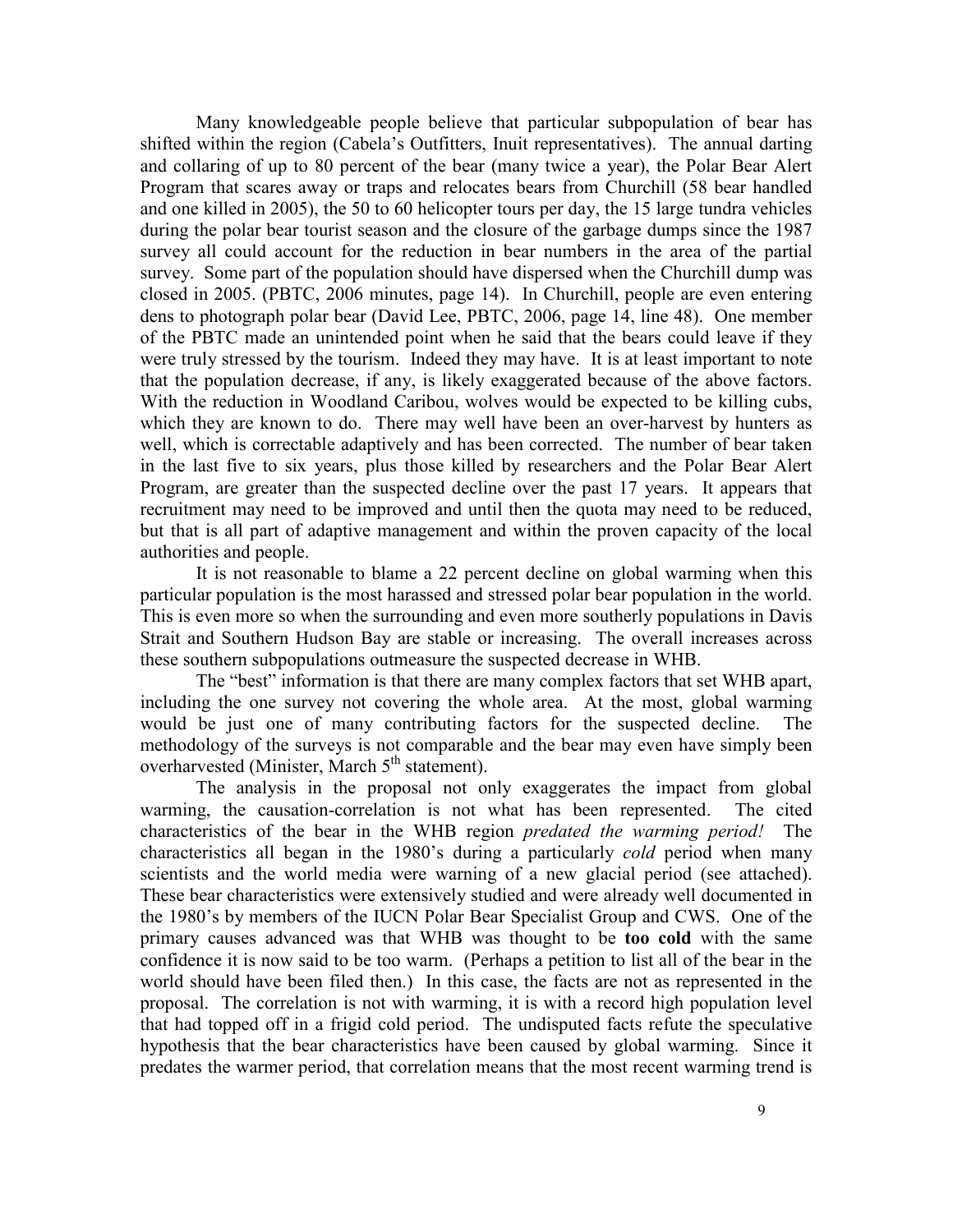Many knowledgeable people believe that particular subpopulation of bear has shifted within the region (Cabela's Outfitters, Inuit representatives). The annual darting and collaring of up to 80 percent of the bear (many twice a year), the Polar Bear Alert Program that scares away or traps and relocates bears from Churchill (58 bear handled and one killed in 2005), the 50 to 60 helicopter tours per day, the 15 large tundra vehicles during the polar bear tourist season and the closure of the garbage dumps since the 1987 survey all could account for the reduction in bear numbers in the area of the partial survey. Some part of the population should have dispersed when the Churchill dump was closed in 2005. (PBTC, 2006 minutes, page 14). In Churchill, people are even entering dens to photograph polar bear (David Lee, PBTC, 2006, page 14, line 48). One member of the PBTC made an unintended point when he said that the bears could leave if they were truly stressed by the tourism. Indeed they may have. It is at least important to note that the population decrease, if any, is likely exaggerated because of the above factors. With the reduction in Woodland Caribou, wolves would be expected to be killing cubs, which they are known to do. There may well have been an over-harvest by hunters as well, which is correctable adaptively and has been corrected. The number of bear taken in the last five to six years, plus those killed by researchers and the Polar Bear Alert Program, are greater than the suspected decline over the past 17 years. It appears that recruitment may need to be improved and until then the quota may need to be reduced, but that is all part of adaptive management and within the proven capacity of the local authorities and people.

It is not reasonable to blame a 22 percent decline on global warming when this particular population is the most harassed and stressed polar bear population in the world. This is even more so when the surrounding and even more southerly populations in Davis Strait and Southern Hudson Bay are stable or increasing. The overall increases across these southern subpopulations outmeasure the suspected decrease in WHB.

The "best" information is that there are many complex factors that set WHB apart, including the one survey not covering the whole area. At the most, global warming would be just one of many contributing factors for the suspected decline. The methodology of the surveys is not comparable and the bear may even have simply been overharvested (Minister, March 5th statement).

The analysis in the proposal not only exaggerates the impact from global warming, the causation-correlation is not what has been represented. The cited characteristics of the bear in the WHB region *predated the warming period!* The characteristics all began in the 1980's during a particularly *cold* period when many scientists and the world media were warning of a new glacial period (see attached). These bear characteristics were extensively studied and were already well documented in the 1980's by members of the IUCN Polar Bear Specialist Group and CWS. One of the primary causes advanced was that WHB was thought to be **too cold** with the same confidence it is now said to be too warm. (Perhaps a petition to list all of the bear in the world should have been filed then.) In this case, the facts are not as represented in the proposal. The correlation is not with warming, it is with a record high population level that had topped off in a frigid cold period. The undisputed facts refute the speculative hypothesis that the bear characteristics have been caused by global warming. Since it predates the warmer period, that correlation means that the most recent warming trend is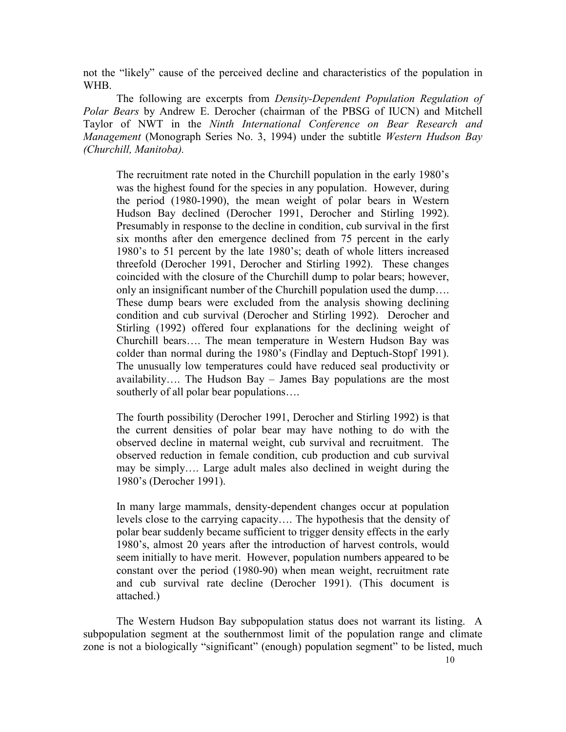not the "likely" cause of the perceived decline and characteristics of the population in WHB.

The following are excerpts from *Density-Dependent Population Regulation of Polar Bears* by Andrew E. Derocher (chairman of the PBSG of IUCN) and Mitchell Taylor of NWT in the *Ninth International Conference on Bear Research and Management* (Monograph Series No. 3, 1994) under the subtitle *Western Hudson Bay (Churchill, Manitoba).*

> The recruitment rate noted in the Churchill population in the early 1980's was the highest found for the species in any population. However, during the period (1980-1990), the mean weight of polar bears in Western Hudson Bay declined (Derocher 1991, Derocher and Stirling 1992). Presumably in response to the decline in condition, cub survival in the first six months after den emergence declined from 75 percent in the early 1980's to 51 percent by the late 1980's; death of whole litters increased threefold (Derocher 1991, Derocher and Stirling 1992). These changes coincided with the closure of the Churchill dump to polar bears; however, only an insignificant number of the Churchill population used the dump…. These dump bears were excluded from the analysis showing declining condition and cub survival (Derocher and Stirling 1992). Derocher and Stirling (1992) offered four explanations for the declining weight of Churchill bears…. The mean temperature in Western Hudson Bay was colder than normal during the 1980's (Findlay and Deptuch-Stopf 1991). The unusually low temperatures could have reduced seal productivity or availability…. The Hudson Bay – James Bay populations are the most southerly of all polar bear populations….
>
> The fourth possibility (Derocher 1991, Derocher and Stirling 1992) is that the current densities of polar bear may have nothing to do with the observed decline in maternal weight, cub survival and recruitment. The observed reduction in female condition, cub production and cub survival may be simply…. Large adult males also declined in weight during the 1980's (Derocher 1991).
>
> In many large mammals, density-dependent changes occur at population levels close to the carrying capacity…. The hypothesis that the density of polar bear suddenly became sufficient to trigger density effects in the early 1980's, almost 20 years after the introduction of harvest controls, would seem initially to have merit. However, population numbers appeared to be constant over the period (1980-90) when mean weight, recruitment rate and cub survival rate decline (Derocher 1991). (This document is attached.)

The Western Hudson Bay subpopulation status does not warrant its listing. A subpopulation segment at the southernmost limit of the population range and climate zone is not a biologically "significant" (enough) population segment" to be listed, much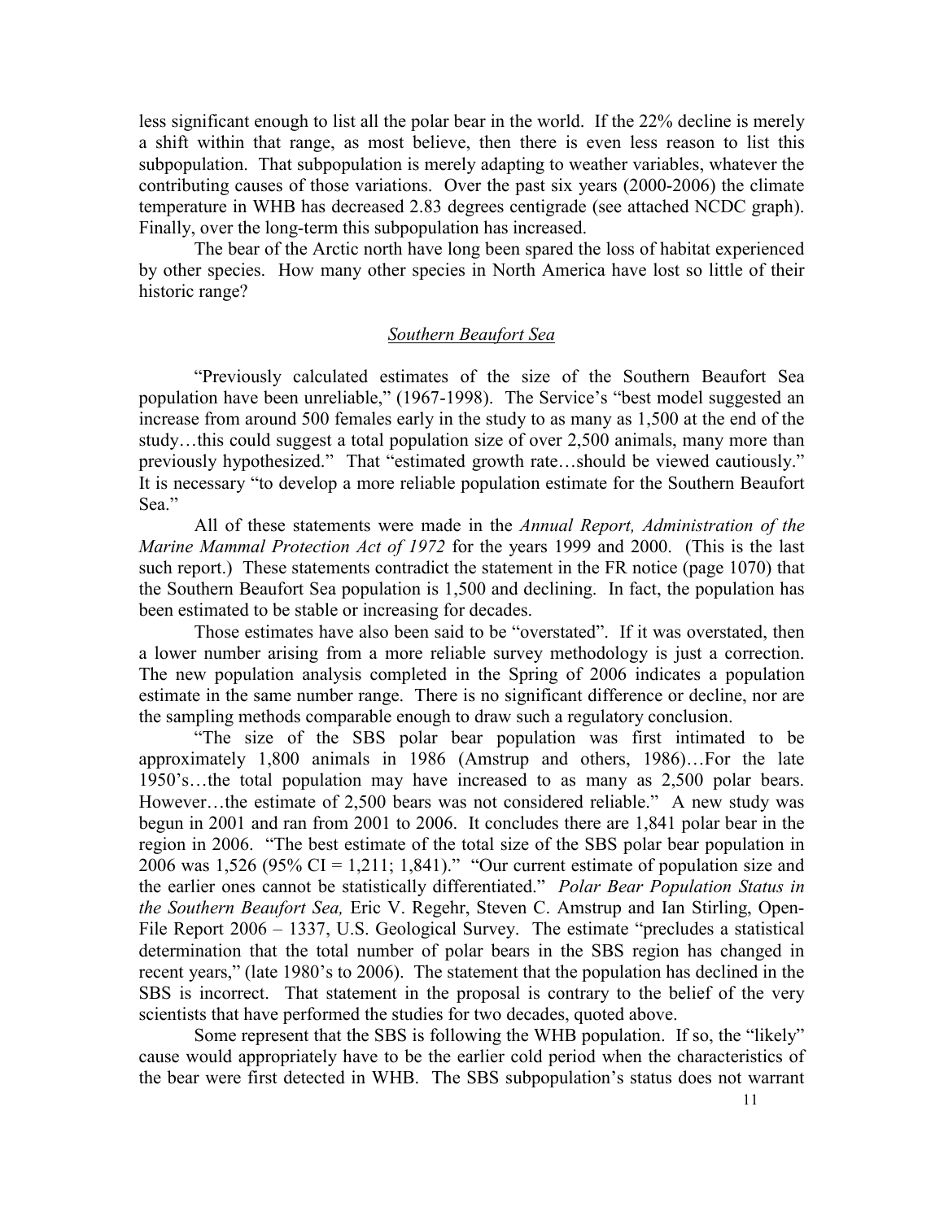less significant enough to list all the polar bear in the world. If the 22% decline is merely a shift within that range, as most believe, then there is even less reason to list this subpopulation. That subpopulation is merely adapting to weather variables, whatever the contributing causes of those variations. Over the past six years (2000-2006) the climate temperature in WHB has decreased 2.83 degrees centigrade (see attached NCDC graph). Finally, over the long-term this subpopulation has increased.

The bear of the Arctic north have long been spared the loss of habitat experienced by other species. How many other species in North America have lost so little of their historic range?

### _Southern Beaufort Sea_

"Previously calculated estimates of the size of the Southern Beaufort Sea population have been unreliable," (1967-1998). The Service's "best model suggested an increase from around 500 females early in the study to as many as 1,500 at the end of the study…this could suggest a total population size of over 2,500 animals, many more than previously hypothesized." That "estimated growth rate…should be viewed cautiously." It is necessary "to develop a more reliable population estimate for the Southern Beaufort Sea."

All of these statements were made in the *Annual Report, Administration of the Marine Mammal Protection Act of 1972* for the years 1999 and 2000. (This is the last such report.) These statements contradict the statement in the FR notice (page 1070) that the Southern Beaufort Sea population is 1,500 and declining. In fact, the population has been estimated to be stable or increasing for decades.

Those estimates have also been said to be "overstated". If it was overstated, then a lower number arising from a more reliable survey methodology is just a correction. The new population analysis completed in the Spring of 2006 indicates a population estimate in the same number range. There is no significant difference or decline, nor are the sampling methods comparable enough to draw such a regulatory conclusion.

"The size of the SBS polar bear population was first intimated to be approximately 1,800 animals in 1986 (Amstrup and others, 1986)…For the late 1950's…the total population may have increased to as many as 2,500 polar bears. However…the estimate of 2,500 bears was not considered reliable." A new study was begun in 2001 and ran from 2001 to 2006. It concludes there are 1,841 polar bear in the region in 2006. "The best estimate of the total size of the SBS polar bear population in 2006 was 1,526 (95% CI = 1,211; 1,841)." "Our current estimate of population size and the earlier ones cannot be statistically differentiated." *Polar Bear Population Status in the Southern Beaufort Sea,* Eric V. Regehr, Steven C. Amstrup and Ian Stirling, Open-File Report 2006 – 1337, U.S. Geological Survey. The estimate "precludes a statistical determination that the total number of polar bears in the SBS region has changed in recent years," (late 1980's to 2006). The statement that the population has declined in the SBS is incorrect. That statement in the proposal is contrary to the belief of the very scientists that have performed the studies for two decades, quoted above.

Some represent that the SBS is following the WHB population. If so, the "likely" cause would appropriately have to be the earlier cold period when the characteristics of the bear were first detected in WHB. The SBS subpopulation's status does not warrant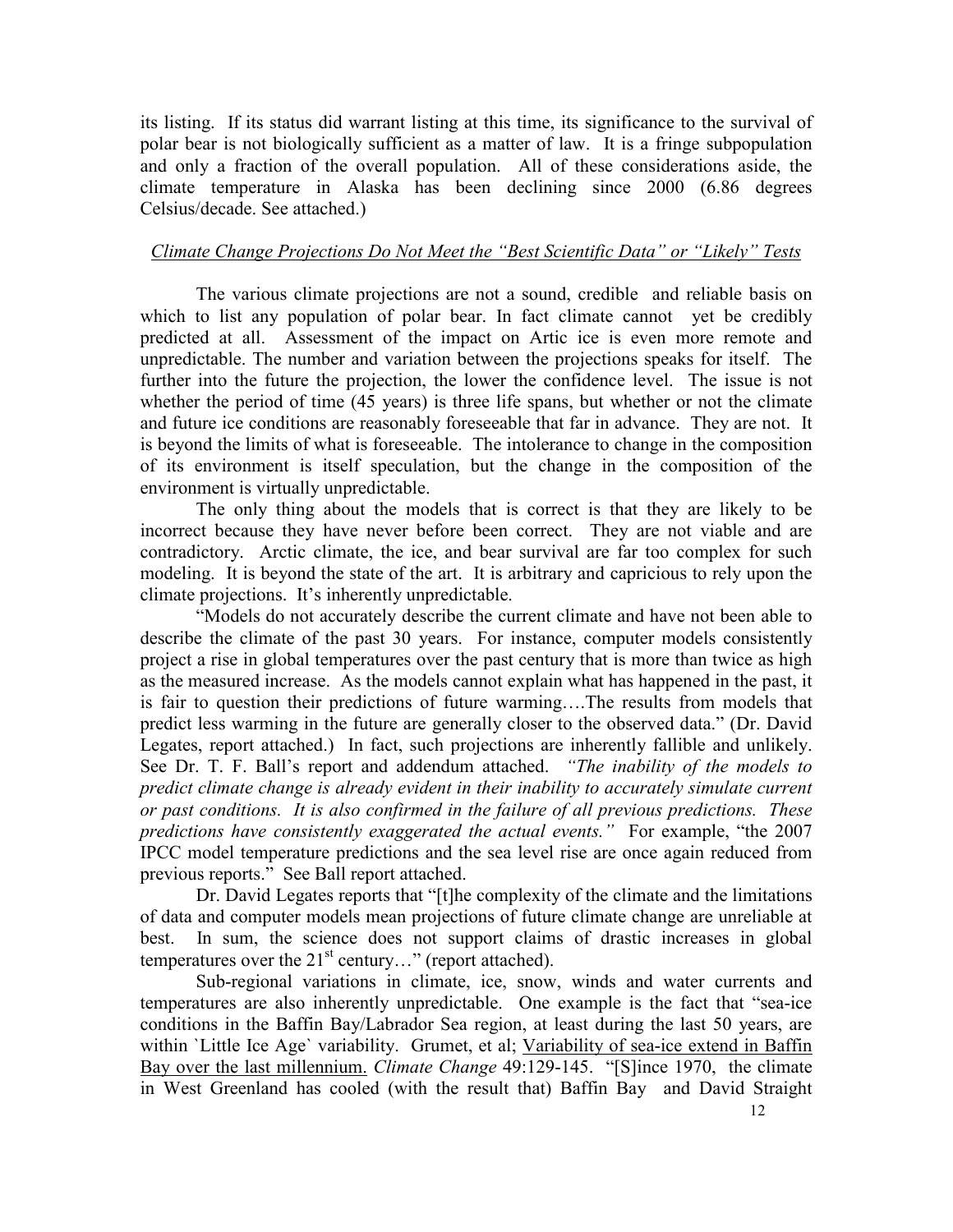its listing. If its status did warrant listing at this time, its significance to the survival of polar bear is not biologically sufficient as a matter of law. It is a fringe subpopulation and only a fraction of the overall population. All of these considerations aside, the climate temperature in Alaska has been declining since 2000 (6.86 degrees Celsius/decade. See attached.)

*Climate Change Projections Do Not Meet the "Best Scientific Data" or "Likely" Tests*

The various climate projections are not a sound, credible and reliable basis on which to list any population of polar bear. In fact climate cannot yet be credibly predicted at all. Assessment of the impact on Artic ice is even more remote and unpredictable. The number and variation between the projections speaks for itself. The further into the future the projection, the lower the confidence level. The issue is not whether the period of time (45 years) is three life spans, but whether or not the climate and future ice conditions are reasonably foreseeable that far in advance. They are not. It is beyond the limits of what is foreseeable. The intolerance to change in the composition of its environment is itself speculation, but the change in the composition of the environment is virtually unpredictable.

The only thing about the models that is correct is that they are likely to be incorrect because they have never before been correct. They are not viable and are contradictory. Arctic climate, the ice, and bear survival are far too complex for such modeling. It is beyond the state of the art. It is arbitrary and capricious to rely upon the climate projections. It's inherently unpredictable.

"Models do not accurately describe the current climate and have not been able to describe the climate of the past 30 years. For instance, computer models consistently project a rise in global temperatures over the past century that is more than twice as high as the measured increase. As the models cannot explain what has happened in the past, it is fair to question their predictions of future warming….The results from models that predict less warming in the future are generally closer to the observed data." (Dr. David Legates, report attached.) In fact, such projections are inherently fallible and unlikely. See Dr. T. F. Ball's report and addendum attached. *"The inability of the models to predict climate change is already evident in their inability to accurately simulate current or past conditions. It is also confirmed in the failure of all previous predictions. These predictions have consistently exaggerated the actual events."* For example, "the 2007 IPCC model temperature predictions and the sea level rise are once again reduced from previous reports." See Ball report attached.

Dr. David Legates reports that "[t]he complexity of the climate and the limitations of data and computer models mean projections of future climate change are unreliable at best. In sum, the science does not support claims of drastic increases in global temperatures over the 21st century…" (report attached).

Sub-regional variations in climate, ice, snow, winds and water currents and temperatures are also inherently unpredictable. One example is the fact that "sea-ice conditions in the Baffin Bay/Labrador Sea region, at least during the last 50 years, are within `Little Ice Age` variability. Grumet, et al; <u>Variability of sea-ice extend in Baffin Bay over the last millennium.</u> *Climate Change* 49:129-145. "[S]ince 1970, the climate in West Greenland has cooled (with the result that) Baffin Bay and David Straight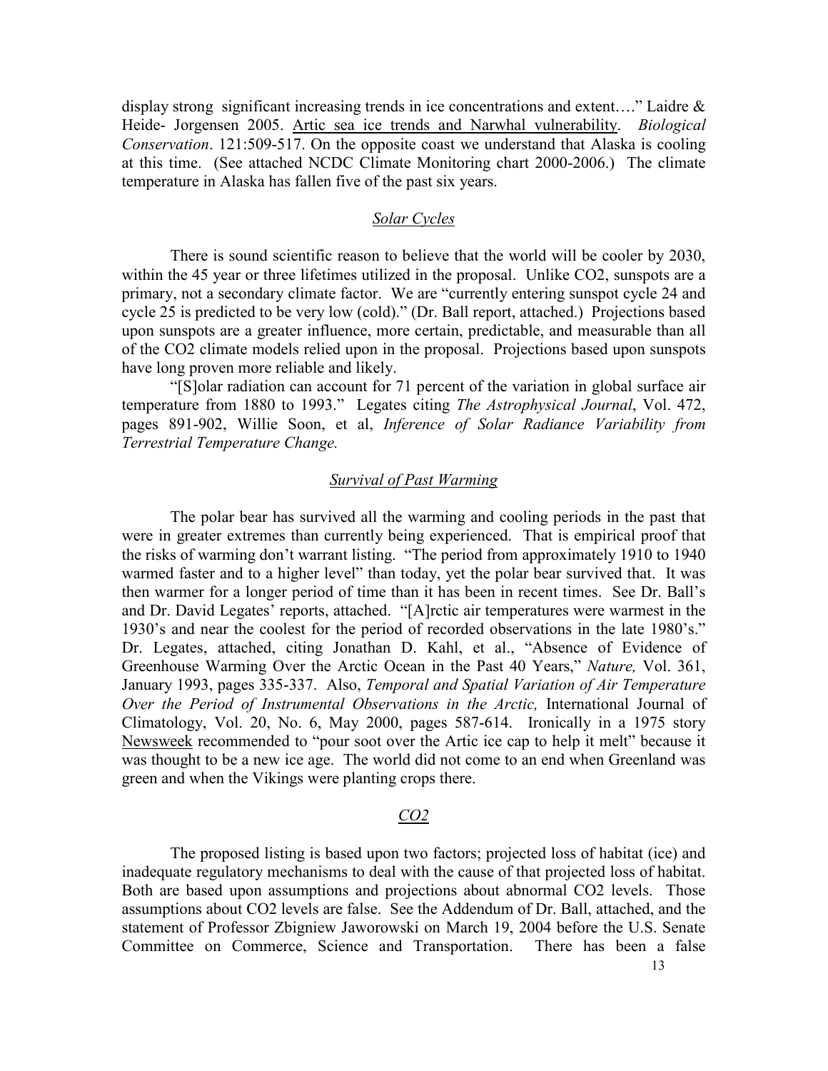display strong significant increasing trends in ice concentrations and extent…." Laidre & Heide- Jorgensen 2005. Artic sea ice trends and Narwhal vulnerability. *Biological Conservation*. 121:509-517. On the opposite coast we understand that Alaska is cooling at this time. (See attached NCDC Climate Monitoring chart 2000-2006.) The climate temperature in Alaska has fallen five of the past six years.

## *Solar Cycles*

There is sound scientific reason to believe that the world will be cooler by 2030, within the 45 year or three lifetimes utilized in the proposal. Unlike CO2, sunspots are a primary, not a secondary climate factor. We are "currently entering sunspot cycle 24 and cycle 25 is predicted to be very low (cold)." (Dr. Ball report, attached.) Projections based upon sunspots are a greater influence, more certain, predictable, and measurable than all of the CO2 climate models relied upon in the proposal. Projections based upon sunspots have long proven more reliable and likely.

"[S]olar radiation can account for 71 percent of the variation in global surface air temperature from 1880 to 1993." Legates citing *The Astrophysical Journal*, Vol. 472, pages 891-902, Willie Soon, et al, *Inference of Solar Radiance Variability from Terrestrial Temperature Change.*

## *Survival of Past Warming*

The polar bear has survived all the warming and cooling periods in the past that were in greater extremes than currently being experienced. That is empirical proof that the risks of warming don't warrant listing. "The period from approximately 1910 to 1940 warmed faster and to a higher level" than today, yet the polar bear survived that. It was then warmer for a longer period of time than it has been in recent times. See Dr. Ball's and Dr. David Legates' reports, attached. "[A]rctic air temperatures were warmest in the 1930's and near the coolest for the period of recorded observations in the late 1980's." Dr. Legates, attached, citing Jonathan D. Kahl, et al., "Absence of Evidence of Greenhouse Warming Over the Arctic Ocean in the Past 40 Years," *Nature,* Vol. 361, January 1993, pages 335-337. Also, *Temporal and Spatial Variation of Air Temperature Over the Period of Instrumental Observations in the Arctic,* International Journal of Climatology, Vol. 20, No. 6, May 2000, pages 587-614. Ironically in a 1975 story Newsweek recommended to "pour soot over the Artic ice cap to help it melt" because it was thought to be a new ice age. The world did not come to an end when Greenland was green and when the Vikings were planting crops there.

## *CO2*

The proposed listing is based upon two factors; projected loss of habitat (ice) and inadequate regulatory mechanisms to deal with the cause of that projected loss of habitat. Both are based upon assumptions and projections about abnormal CO2 levels. Those assumptions about CO2 levels are false. See the Addendum of Dr. Ball, attached, and the statement of Professor Zbigniew Jaworowski on March 19, 2004 before the U.S. Senate Committee on Commerce, Science and Transportation. There has been a false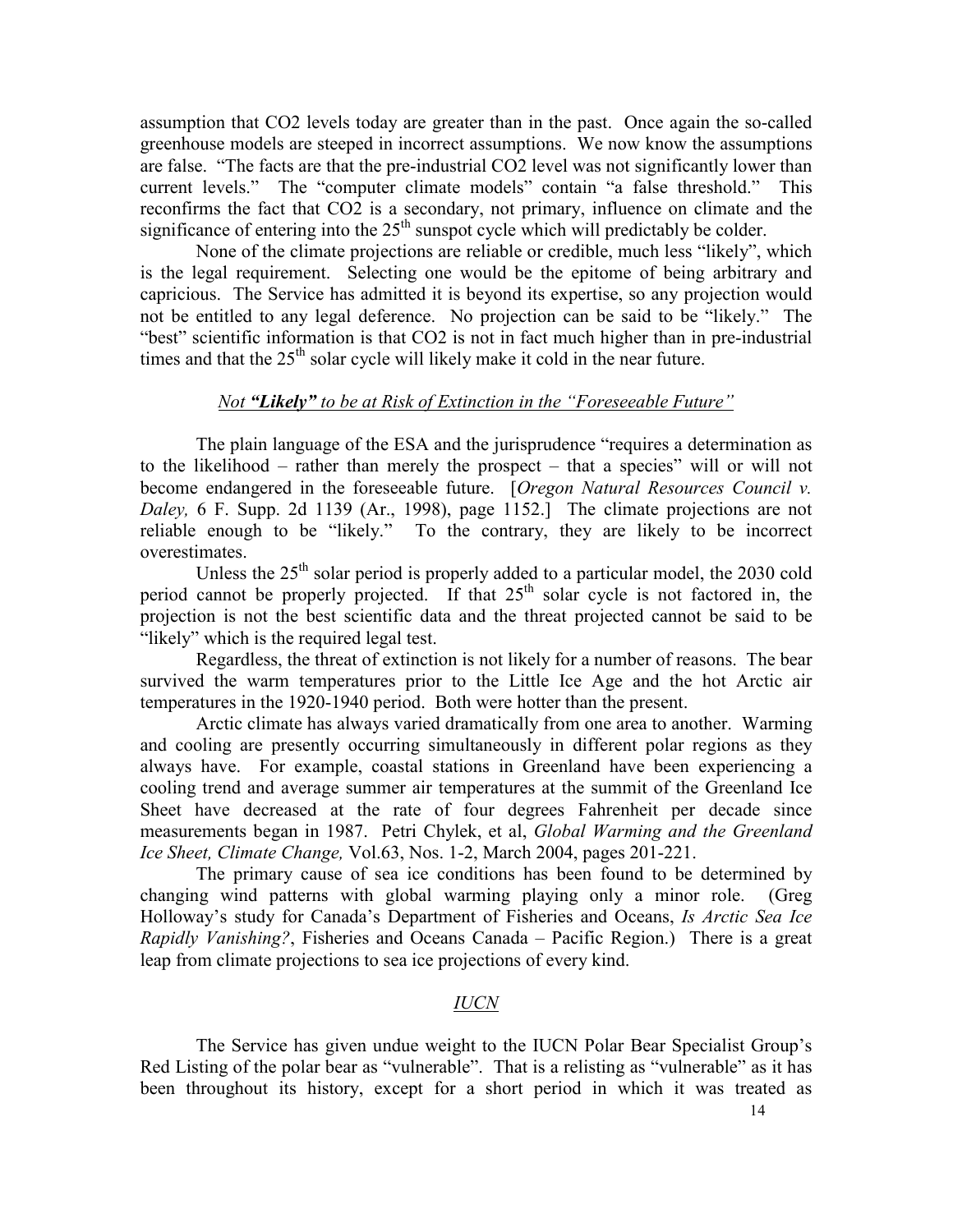assumption that $CO_2$ levels today are greater than in the past. Once again the so-called greenhouse models are steeped in incorrect assumptions. We now know the assumptions are false. "The facts are that the pre-industrial $CO_2$ level was not significantly lower than current levels." The "computer climate models" contain "a false threshold." This reconfirms the fact that $CO_2$ is a secondary, not primary, influence on climate and the significance of entering into the $25^{th}$ sunspot cycle which will predictably be colder.

None of the climate projections are reliable or credible, much less "likely", which is the legal requirement. Selecting one would be the epitome of being arbitrary and capricious. The Service has admitted it is beyond its expertise, so any projection would not be entitled to any legal deference. No projection can be said to be "likely." The "best" scientific information is that $CO_2$ is not in fact much higher than in pre-industrial times and that the $25^{th}$ solar cycle will likely make it cold in the near future.

## *Not **"Likely"** to be at Risk of Extinction in the "Foreseeable Future"*

The plain language of the ESA and the jurisprudence "requires a determination as to the likelihood – rather than merely the prospect – that a species" will or will not become endangered in the foreseeable future. [*Oregon Natural Resources Council v. Daley,* 6 F. Supp. 2d 1139 (Ar., 1998), page 1152.] The climate projections are not reliable enough to be "likely." To the contrary, they are likely to be incorrect overestimates.

Unless the $25^{th}$ solar period is properly added to a particular model, the 2030 cold period cannot be properly projected. If that $25^{th}$ solar cycle is not factored in, the projection is not the best scientific data and the threat projected cannot be said to be "likely" which is the required legal test.

Regardless, the threat of extinction is not likely for a number of reasons. The bear survived the warm temperatures prior to the Little Ice Age and the hot Arctic air temperatures in the 1920-1940 period. Both were hotter than the present.

Arctic climate has always varied dramatically from one area to another. Warming and cooling are presently occurring simultaneously in different polar regions as they always have. For example, coastal stations in Greenland have been experiencing a cooling trend and average summer air temperatures at the summit of the Greenland Ice Sheet have decreased at the rate of four degrees Fahrenheit per decade since measurements began in 1987. Petri Chylek, et al, *Global Warming and the Greenland Ice Sheet, Climate Change,* Vol.63, Nos. 1-2, March 2004, pages 201-221.

The primary cause of sea ice conditions has been found to be determined by changing wind patterns with global warming playing only a minor role. (Greg Holloway's study for Canada's Department of Fisheries and Oceans, *Is Arctic Sea Ice Rapidly Vanishing?*, Fisheries and Oceans Canada – Pacific Region.) There is a great leap from climate projections to sea ice projections of every kind.

## *IUCN*

The Service has given undue weight to the IUCN Polar Bear Specialist Group's Red Listing of the polar bear as "vulnerable". That is a relisting as "vulnerable" as it has been throughout its history, except for a short period in which it was treated as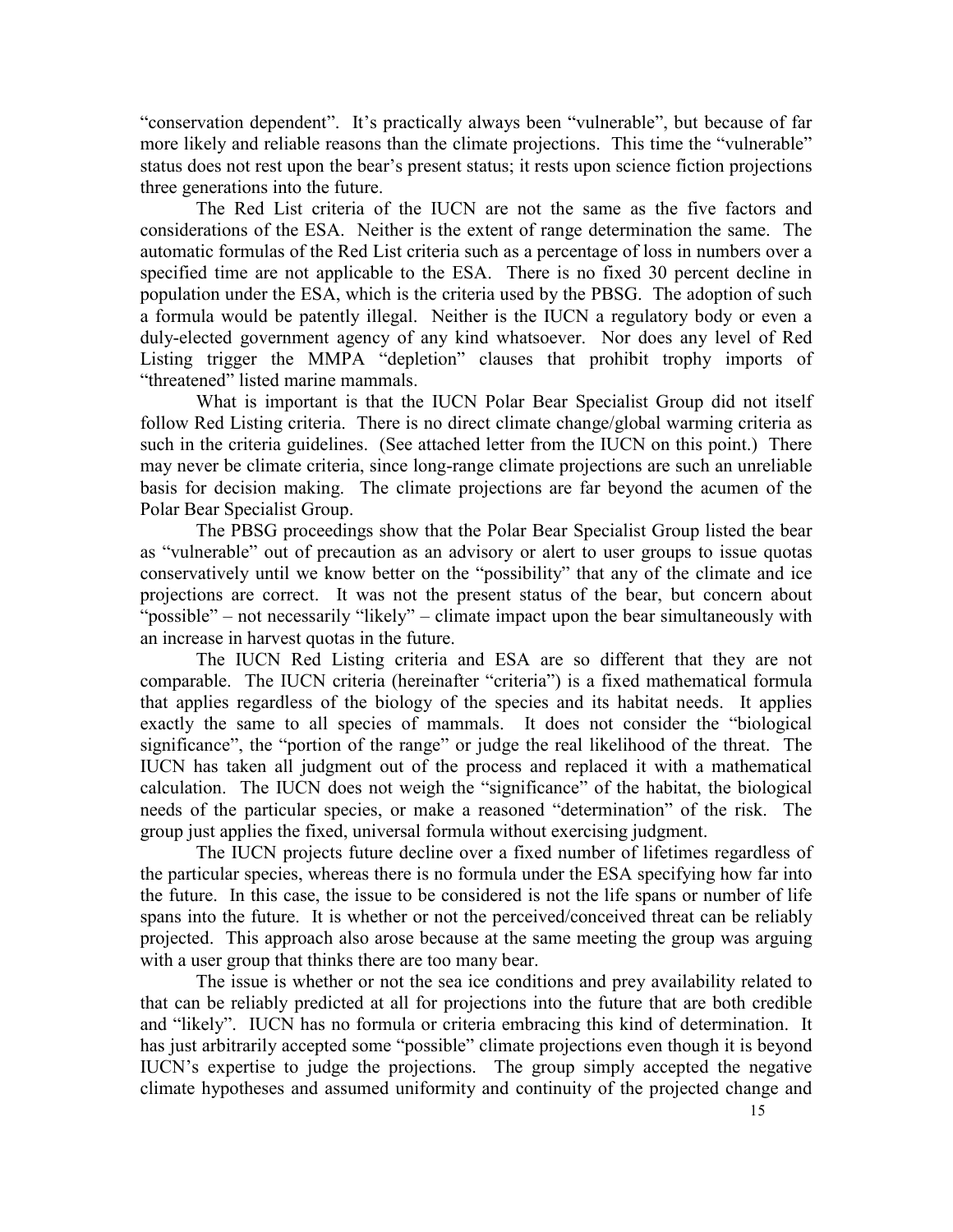"conservation dependent". It's practically always been "vulnerable", but because of far more likely and reliable reasons than the climate projections. This time the "vulnerable" status does not rest upon the bear's present status; it rests upon science fiction projections three generations into the future.

The Red List criteria of the IUCN are not the same as the five factors and considerations of the ESA. Neither is the extent of range determination the same. The automatic formulas of the Red List criteria such as a percentage of loss in numbers over a specified time are not applicable to the ESA. There is no fixed 30 percent decline in population under the ESA, which is the criteria used by the PBSG. The adoption of such a formula would be patently illegal. Neither is the IUCN a regulatory body or even a duly-elected government agency of any kind whatsoever. Nor does any level of Red Listing trigger the MMPA "depletion" clauses that prohibit trophy imports of "threatened" listed marine mammals.

What is important is that the IUCN Polar Bear Specialist Group did not itself follow Red Listing criteria. There is no direct climate change/global warming criteria as such in the criteria guidelines. (See attached letter from the IUCN on this point.) There may never be climate criteria, since long-range climate projections are such an unreliable basis for decision making. The climate projections are far beyond the acumen of the Polar Bear Specialist Group.

The PBSG proceedings show that the Polar Bear Specialist Group listed the bear as "vulnerable" out of precaution as an advisory or alert to user groups to issue quotas conservatively until we know better on the "possibility" that any of the climate and ice projections are correct. It was not the present status of the bear, but concern about "possible" – not necessarily "likely" – climate impact upon the bear simultaneously with an increase in harvest quotas in the future.

The IUCN Red Listing criteria and ESA are so different that they are not comparable. The IUCN criteria (hereinafter "criteria") is a fixed mathematical formula that applies regardless of the biology of the species and its habitat needs. It applies exactly the same to all species of mammals. It does not consider the "biological significance", the "portion of the range" or judge the real likelihood of the threat. The IUCN has taken all judgment out of the process and replaced it with a mathematical calculation. The IUCN does not weigh the "significance" of the habitat, the biological needs of the particular species, or make a reasoned "determination" of the risk. The group just applies the fixed, universal formula without exercising judgment.

The IUCN projects future decline over a fixed number of lifetimes regardless of the particular species, whereas there is no formula under the ESA specifying how far into the future. In this case, the issue to be considered is not the life spans or number of life spans into the future. It is whether or not the perceived/conceived threat can be reliably projected. This approach also arose because at the same meeting the group was arguing with a user group that thinks there are too many bear.

The issue is whether or not the sea ice conditions and prey availability related to that can be reliably predicted at all for projections into the future that are both credible and "likely". IUCN has no formula or criteria embracing this kind of determination. It has just arbitrarily accepted some "possible" climate projections even though it is beyond IUCN's expertise to judge the projections. The group simply accepted the negative climate hypotheses and assumed uniformity and continuity of the projected change and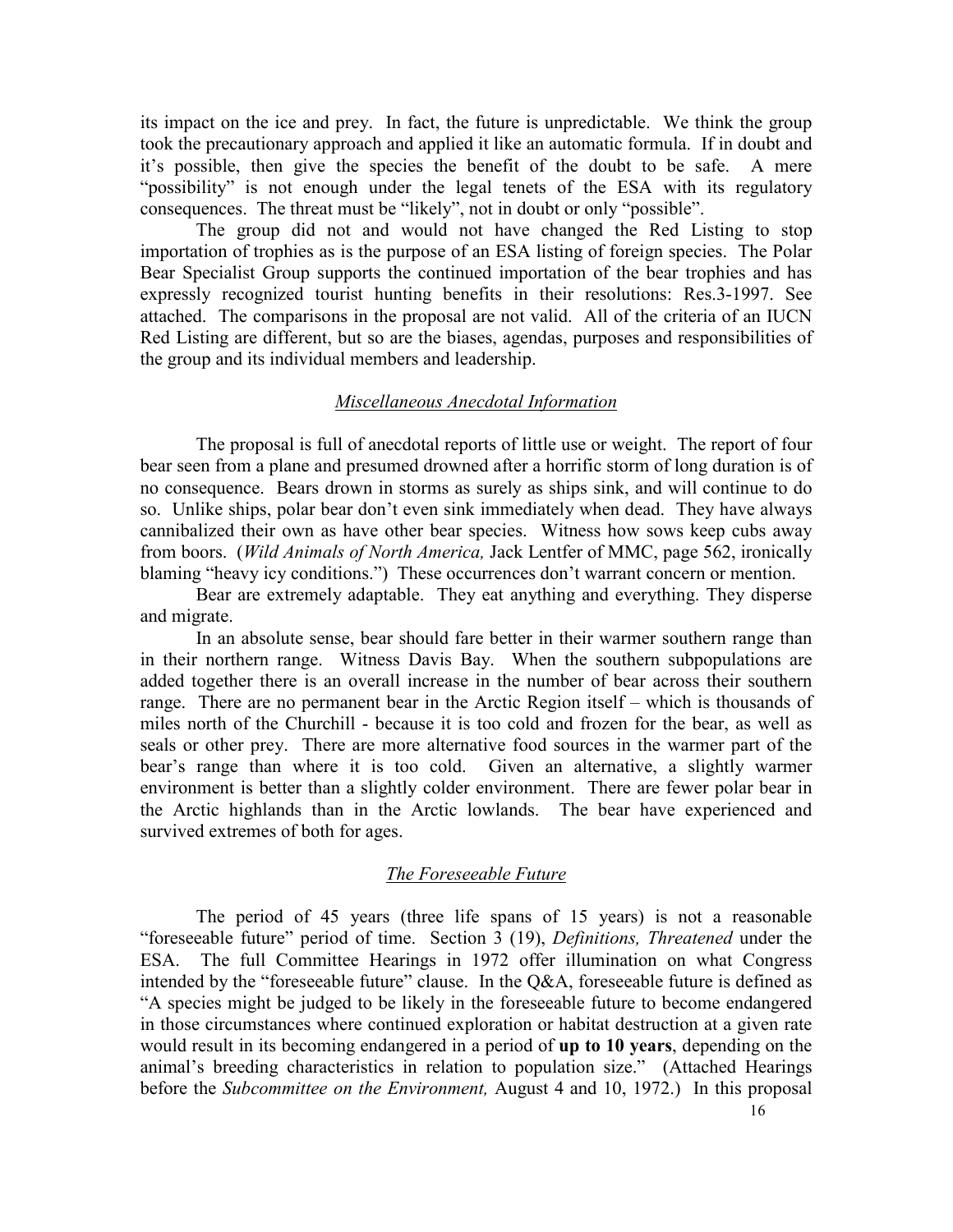its impact on the ice and prey. In fact, the future is unpredictable. We think the group took the precautionary approach and applied it like an automatic formula. If in doubt and it's possible, then give the species the benefit of the doubt to be safe. A mere "possibility" is not enough under the legal tenets of the ESA with its regulatory consequences. The threat must be "likely", not in doubt or only "possible".

The group did not and would not have changed the Red Listing to stop importation of trophies as is the purpose of an ESA listing of foreign species. The Polar Bear Specialist Group supports the continued importation of the bear trophies and has expressly recognized tourist hunting benefits in their resolutions: Res.3-1997. See attached. The comparisons in the proposal are not valid. All of the criteria of an IUCN Red Listing are different, but so are the biases, agendas, purposes and responsibilities of the group and its individual members and leadership.

### *Miscellaneous Anecdotal Information*

The proposal is full of anecdotal reports of little use or weight. The report of four bear seen from a plane and presumed drowned after a horrific storm of long duration is of no consequence. Bears drown in storms as surely as ships sink, and will continue to do so. Unlike ships, polar bear don't even sink immediately when dead. They have always cannibalized their own as have other bear species. Witness how sows keep cubs away from boors. (*Wild Animals of North America,* Jack Lentfer of MMC, page 562, ironically blaming "heavy icy conditions.") These occurrences don't warrant concern or mention.

Bear are extremely adaptable. They eat anything and everything. They disperse and migrate.

In an absolute sense, bear should fare better in their warmer southern range than in their northern range. Witness Davis Bay. When the southern subpopulations are added together there is an overall increase in the number of bear across their southern range. There are no permanent bear in the Arctic Region itself – which is thousands of miles north of the Churchill - because it is too cold and frozen for the bear, as well as seals or other prey. There are more alternative food sources in the warmer part of the bear's range than where it is too cold. Given an alternative, a slightly warmer environment is better than a slightly colder environment. There are fewer polar bear in the Arctic highlands than in the Arctic lowlands. The bear have experienced and survived extremes of both for ages.

### *The Foreseeable Future*

The period of 45 years (three life spans of 15 years) is not a reasonable "foreseeable future" period of time. Section 3 (19), *Definitions, Threatened* under the ESA. The full Committee Hearings in 1972 offer illumination on what Congress intended by the "foreseeable future" clause. In the Q&A, foreseeable future is defined as "A species might be judged to be likely in the foreseeable future to become endangered in those circumstances where continued exploration or habitat destruction at a given rate would result in its becoming endangered in a period of **up to 10 years**, depending on the animal's breeding characteristics in relation to population size." (Attached Hearings before the *Subcommittee on the Environment,* August 4 and 10, 1972.) In this proposal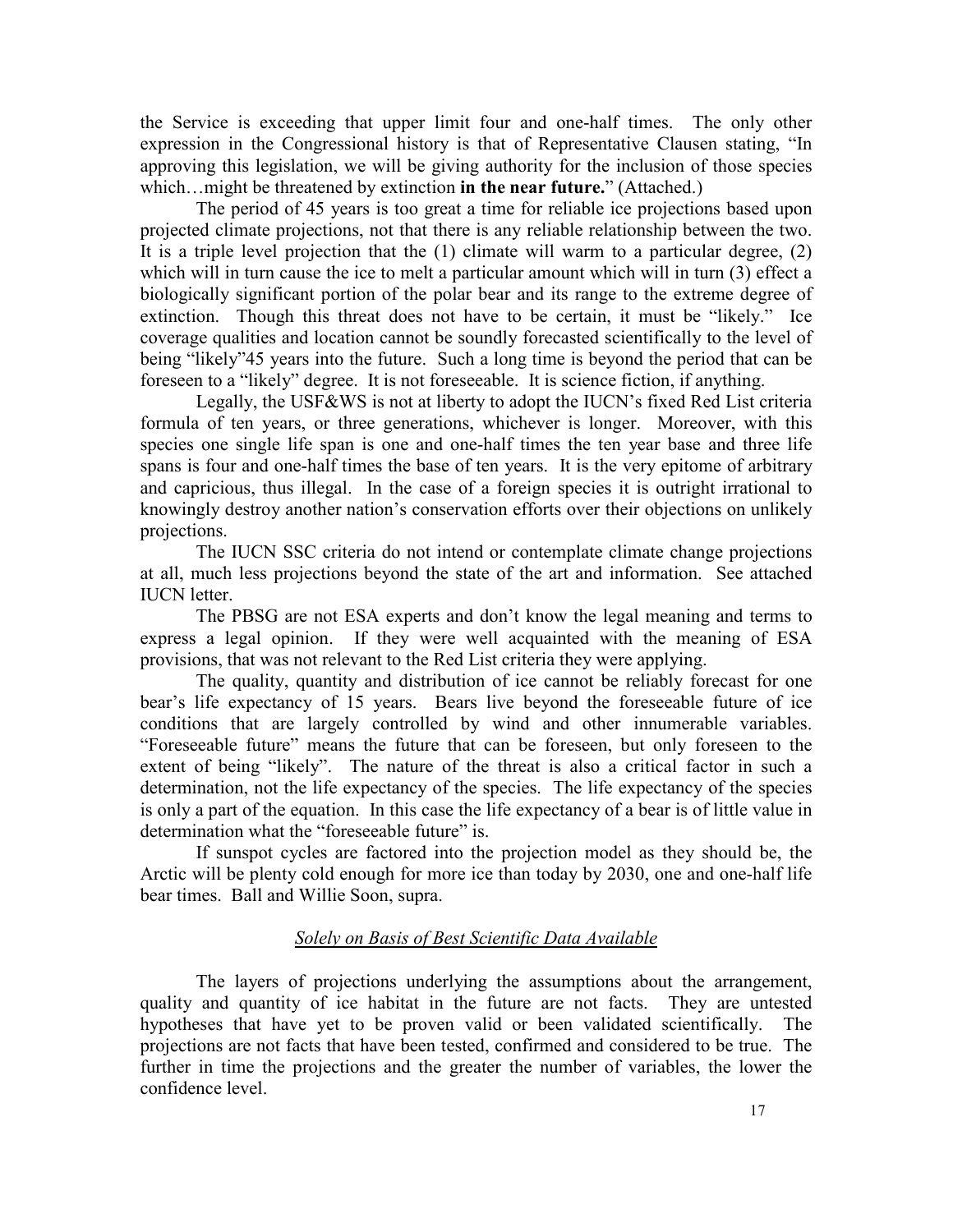the Service is exceeding that upper limit four and one-half times. The only other expression in the Congressional history is that of Representative Clausen stating, "In approving this legislation, we will be giving authority for the inclusion of those species which…might be threatened by extinction **in the near future.**" (Attached.)

The period of 45 years is too great a time for reliable ice projections based upon projected climate projections, not that there is any reliable relationship between the two. It is a triple level projection that the (1) climate will warm to a particular degree, (2) which will in turn cause the ice to melt a particular amount which will in turn (3) effect a biologically significant portion of the polar bear and its range to the extreme degree of extinction. Though this threat does not have to be certain, it must be "likely." Ice coverage qualities and location cannot be soundly forecasted scientifically to the level of being "likely"45 years into the future. Such a long time is beyond the period that can be foreseen to a "likely" degree. It is not foreseeable. It is science fiction, if anything.

Legally, the USF&WS is not at liberty to adopt the IUCN's fixed Red List criteria formula of ten years, or three generations, whichever is longer. Moreover, with this species one single life span is one and one-half times the ten year base and three life spans is four and one-half times the base of ten years. It is the very epitome of arbitrary and capricious, thus illegal. In the case of a foreign species it is outright irrational to knowingly destroy another nation's conservation efforts over their objections on unlikely projections.

The IUCN SSC criteria do not intend or contemplate climate change projections at all, much less projections beyond the state of the art and information. See attached IUCN letter.

The PBSG are not ESA experts and don't know the legal meaning and terms to express a legal opinion. If they were well acquainted with the meaning of ESA provisions, that was not relevant to the Red List criteria they were applying.

The quality, quantity and distribution of ice cannot be reliably forecast for one bear's life expectancy of 15 years. Bears live beyond the foreseeable future of ice conditions that are largely controlled by wind and other innumerable variables. "Foreseeable future" means the future that can be foreseen, but only foreseen to the extent of being "likely". The nature of the threat is also a critical factor in such a determination, not the life expectancy of the species. The life expectancy of the species is only a part of the equation. In this case the life expectancy of a bear is of little value in determination what the "foreseeable future" is.

If sunspot cycles are factored into the projection model as they should be, the Arctic will be plenty cold enough for more ice than today by 2030, one and one-half life bear times. Ball and Willie Soon, supra.

## *Solely on Basis of Best Scientific Data Available*

The layers of projections underlying the assumptions about the arrangement, quality and quantity of ice habitat in the future are not facts. They are untested hypotheses that have yet to be proven valid or been validated scientifically. The projections are not facts that have been tested, confirmed and considered to be true. The further in time the projections and the greater the number of variables, the lower the confidence level.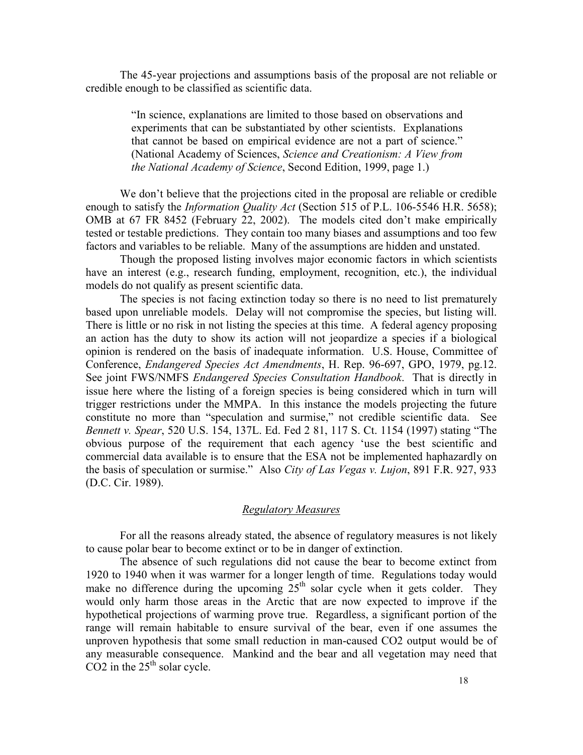The 45-year projections and assumptions basis of the proposal are not reliable or credible enough to be classified as scientific data.

> "In science, explanations are limited to those based on observations and experiments that can be substantiated by other scientists. Explanations that cannot be based on empirical evidence are not a part of science." (National Academy of Sciences, *Science and Creationism: A View from the National Academy of Science*, Second Edition, 1999, page 1.)

We don't believe that the projections cited in the proposal are reliable or credible enough to satisfy the *Information Quality Act* (Section 515 of P.L. 106-5546 H.R. 5658); OMB at 67 FR 8452 (February 22, 2002). The models cited don't make empirically tested or testable predictions. They contain too many biases and assumptions and too few factors and variables to be reliable. Many of the assumptions are hidden and unstated.

Though the proposed listing involves major economic factors in which scientists have an interest (e.g., research funding, employment, recognition, etc.), the individual models do not qualify as present scientific data.

The species is not facing extinction today so there is no need to list prematurely based upon unreliable models. Delay will not compromise the species, but listing will. There is little or no risk in not listing the species at this time. A federal agency proposing an action has the duty to show its action will not jeopardize a species if a biological opinion is rendered on the basis of inadequate information. U.S. House, Committee of Conference, *Endangered Species Act Amendments*, H. Rep. 96-697, GPO, 1979, pg.12. See joint FWS/NMFS *Endangered Species Consultation Handbook*. That is directly in issue here where the listing of a foreign species is being considered which in turn will trigger restrictions under the MMPA. In this instance the models projecting the future constitute no more than "speculation and surmise," not credible scientific data. See *Bennett v. Spear*, 520 U.S. 154, 137L. Ed. Fed 2 81, 117 S. Ct. 1154 (1997) stating "The obvious purpose of the requirement that each agency 'use the best scientific and commercial data available is to ensure that the ESA not be implemented haphazardly on the basis of speculation or surmise." Also *City of Las Vegas v. Lujon*, 891 F.R. 927, 933 (D.C. Cir. 1989).

## *Regulatory Measures*

For all the reasons already stated, the absence of regulatory measures is not likely to cause polar bear to become extinct or to be in danger of extinction.

The absence of such regulations did not cause the bear to become extinct from 1920 to 1940 when it was warmer for a longer length of time. Regulations today would make no difference during the upcoming 25th solar cycle when it gets colder. They would only harm those areas in the Arctic that are now expected to improve if the hypothetical projections of warming prove true. Regardless, a significant portion of the range will remain habitable to ensure survival of the bear, even if one assumes the unproven hypothesis that some small reduction in man-caused $CO_2$ output would be of any measurable consequence. Mankind and the bear and all vegetation may need that $CO_2$ in the 25th solar cycle.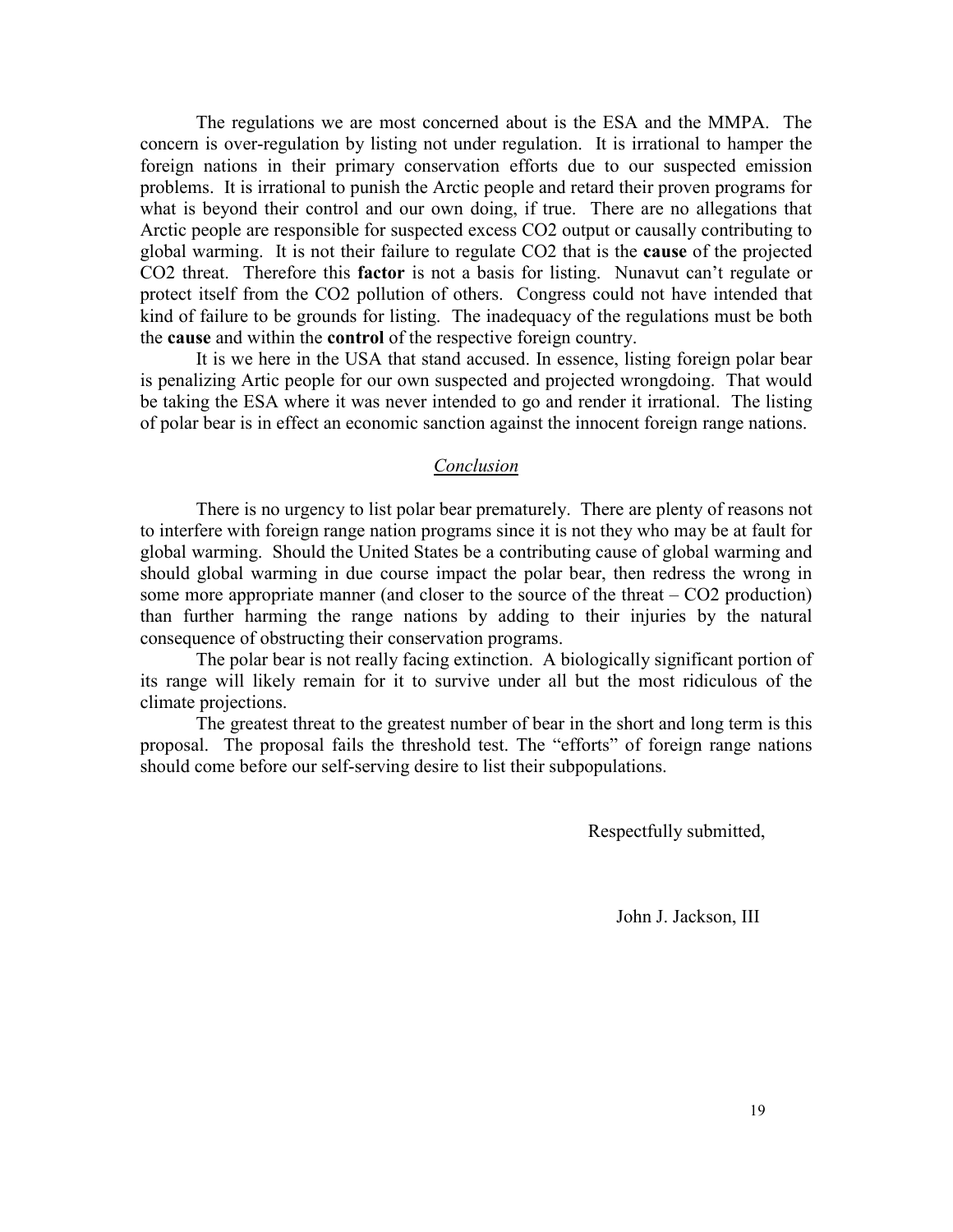The regulations we are most concerned about is the ESA and the MMPA. The concern is over-regulation by listing not under regulation. It is irrational to hamper the foreign nations in their primary conservation efforts due to our suspected emission problems. It is irrational to punish the Arctic people and retard their proven programs for what is beyond their control and our own doing, if true. There are no allegations that Arctic people are responsible for suspected excess $CO_2$ output or causally contributing to global warming. It is not their failure to regulate $CO_2$ that is the **cause** of the projected $CO_2$ threat. Therefore this **factor** is not a basis for listing. Nunavut can't regulate or protect itself from the $CO_2$ pollution of others. Congress could not have intended that kind of failure to be grounds for listing. The inadequacy of the regulations must be both the **cause** and within the **control** of the respective foreign country.

It is we here in the USA that stand accused. In essence, listing foreign polar bear is penalizing Artic people for our own suspected and projected wrongdoing. That would be taking the ESA where it was never intended to go and render it irrational. The listing of polar bear is in effect an economic sanction against the innocent foreign range nations.

## *Conclusion*

There is no urgency to list polar bear prematurely. There are plenty of reasons not to interfere with foreign range nation programs since it is not they who may be at fault for global warming. Should the United States be a contributing cause of global warming and should global warming in due course impact the polar bear, then redress the wrong in some more appropriate manner (and closer to the source of the threat – $CO_2$ production) than further harming the range nations by adding to their injuries by the natural consequence of obstructing their conservation programs.

The polar bear is not really facing extinction. A biologically significant portion of its range will likely remain for it to survive under all but the most ridiculous of the climate projections.

The greatest threat to the greatest number of bear in the short and long term is this proposal. The proposal fails the threshold test. The "efforts" of foreign range nations should come before our self-serving desire to list their subpopulations.

Respectfully submitted,

John J. Jackson, III